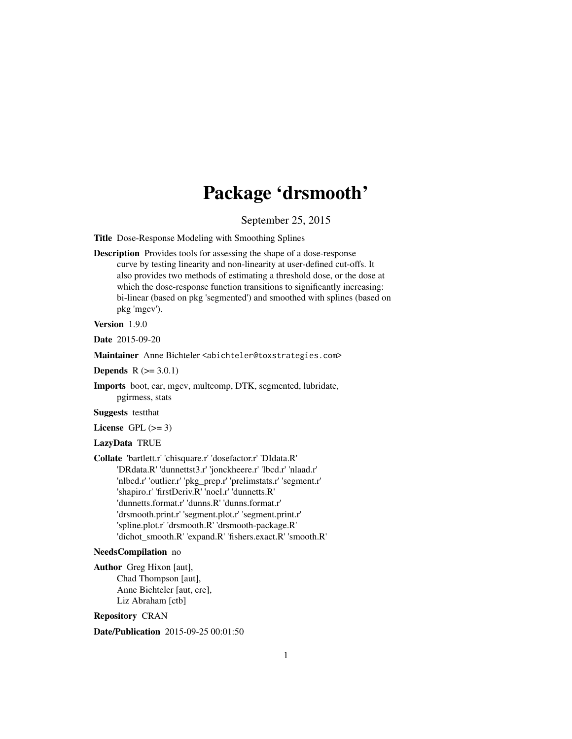# Package 'drsmooth'

September 25, 2015

**Title** Dose-Response Modeling with Smoothing Splines

**Description** Provides tools for assessing the shape of a dose-response curve by testing linearity and non-linearity at user-defined cut-offs. It also provides two methods of estimating a threshold dose, or the dose at which the dose-response function transitions to significantly increasing: bi-linear (based on pkg 'segmented') and smoothed with splines (based on pkg 'mgcv').

**Version** 1.9.0

**Date** 2015-09-20

**Maintainer** Anne Bichteler <abichteler@toxstrategies.com>

**Depends** R (>= 3.0.1)

**Imports** boot, car, mgcv, multcomp, DTK, segmented, lubridate, pgirmess, stats

**Suggests** testthat

**License** GPL (>= 3)

**LazyData** TRUE

**Collate** 'bartlett.r' 'chisquare.r' 'dosefactor.r' 'DIdata.R' 'DRdata.R' 'dunnettst3.r' 'jonckheere.r' 'lbcd.r' 'nlaad.r' 'nlbcd.r' 'outlier.r' 'pkg_prep.r' 'prelimstats.r' 'segment.r' 'shapiro.r' 'firstDeriv.R' 'noel.r' 'dunnetts.R' 'dunnetts.format.r' 'dunns.R' 'dunns.format.r' 'drsmooth.print.r' 'segment.plot.r' 'segment.print.r' 'spline.plot.r' 'drsmooth.R' 'drsmooth-package.R' 'dichot_smooth.R' 'expand.R' 'fishers.exact.R' 'smooth.R'

**NeedsCompilation** no

**Author** Greg Hixon [aut], Chad Thompson [aut], Anne Bichteler [aut, cre], Liz Abraham [ctb]

**Repository** CRAN

**Date/Publication** 2015-09-25 00:01:50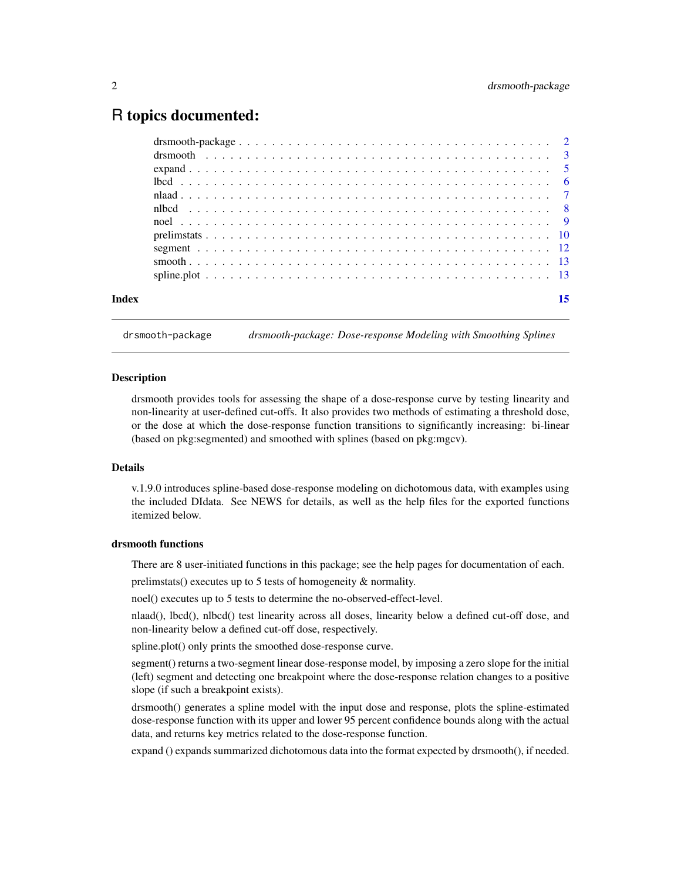# R topics documented:

| | |
|---|---|
| drsmooth-package | 2 |
| drsmooth | 3 |
| expand | 5 |
| lbcd | 6 |
| nlaad | 7 |
| nlbcd | 8 |
| noel | 9 |
| prelimstats | 10 |
| segment | 12 |
| smooth | 13 |
| spline.plot | 13 |

**Index** 15

---

`drsmooth-package` *drsmooth-package: Dose-response Modeling with Smoothing Splines*

---

## Description

drsmooth provides tools for assessing the shape of a dose-response curve by testing linearity and non-linearity at user-defined cut-offs. It also provides two methods of estimating a threshold dose, or the dose at which the dose-response function transitions to significantly increasing: bi-linear (based on pkg:segmented) and smoothed with splines (based on pkg:mgcv).

## Details

v.1.9.0 introduces spline-based dose-response modeling on dichotomous data, with examples using the included DIdata. See NEWS for details, as well as the help files for the exported functions itemized below.

### drsmooth functions

There are 8 user-initiated functions in this package; see the help pages for documentation of each.

prelimstats() executes up to 5 tests of homogeneity & normality.

noel() executes up to 5 tests to determine the no-observed-effect-level.

nlaad(), lbcd(), nlbcd() test linearity across all doses, linearity below a defined cut-off dose, and non-linearity below a defined cut-off dose, respectively.

spline.plot() only prints the smoothed dose-response curve.

segment() returns a two-segment linear dose-response model, by imposing a zero slope for the initial (left) segment and detecting one breakpoint where the dose-response relation changes to a positive slope (if such a breakpoint exists).

drsmooth() generates a spline model with the input dose and response, plots the spline-estimated dose-response function with its upper and lower 95 percent confidence bounds along with the actual data, and returns key metrics related to the dose-response function.

expand () expands summarized dichotomous data into the format expected by drsmooth(), if needed.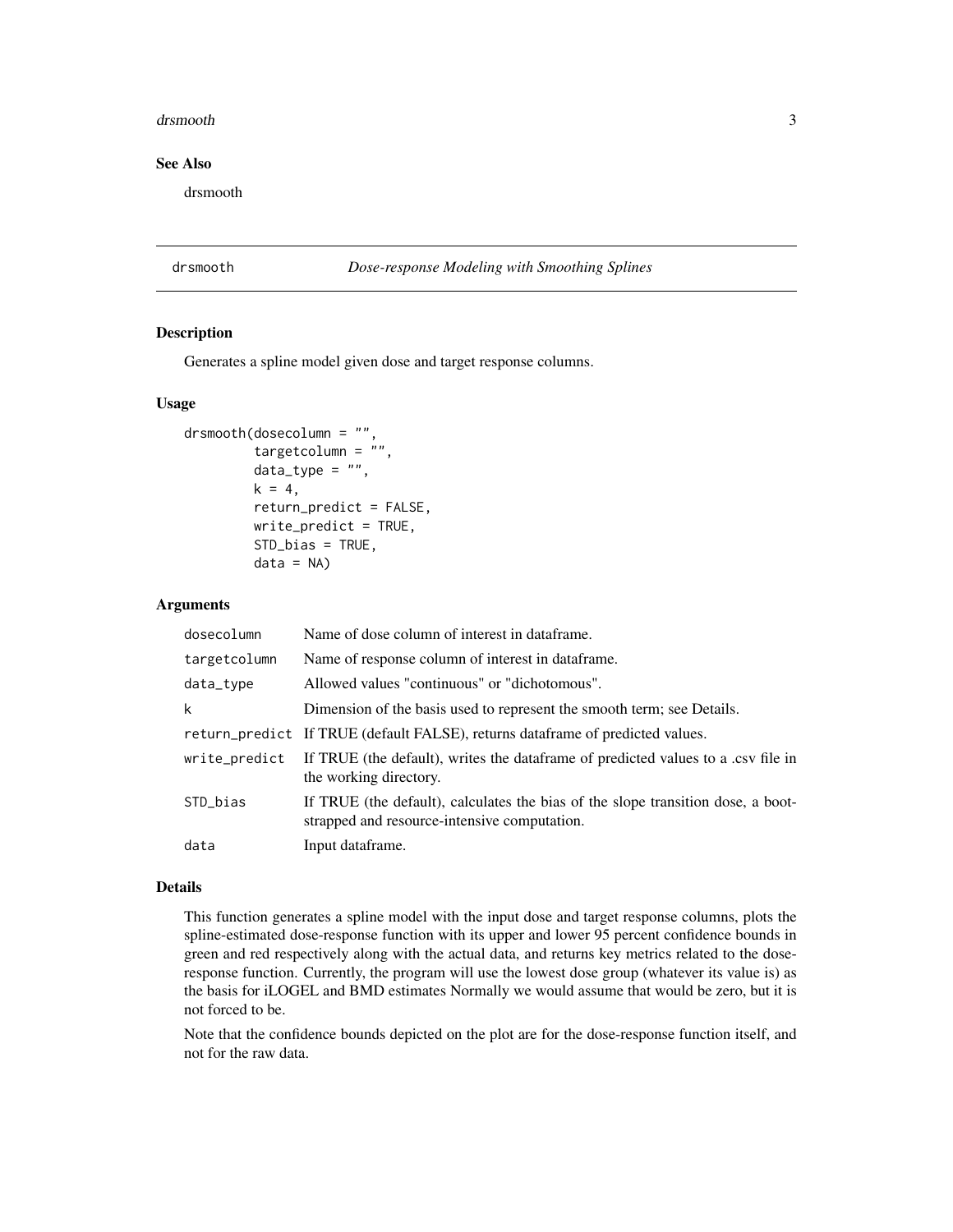## See Also

drsmooth

---

## drsmooth *Dose-response Modeling with Smoothing Splines*

### Description

Generates a spline model given dose and target response columns.

### Usage

```
drsmooth(dosecolumn = "",
         targetcolumn = "",
         data_type = "",
         k = 4,
         return_predict = FALSE,
         write_predict = TRUE,
         STD_bias = TRUE,
         data = NA)
```

### Arguments

| | |
|---|---|
| dosecolumn | Name of dose column of interest in dataframe. |
| targetcolumn | Name of response column of interest in dataframe. |
| data_type | Allowed values "continuous" or "dichotomous". |
| k | Dimension of the basis used to represent the smooth term; see Details. |
| return_predict | If TRUE (default FALSE), returns dataframe of predicted values. |
| write_predict | If TRUE (the default), writes the dataframe of predicted values to a .csv file in the working directory. |
| STD_bias | If TRUE (the default), calculates the bias of the slope transition dose, a boot-strapped and resource-intensive computation. |
| data | Input dataframe. |

### Details

This function generates a spline model with the input dose and target response columns, plots the spline-estimated dose-response function with its upper and lower 95 percent confidence bounds in green and red respectively along with the actual data, and returns key metrics related to the dose-response function. Currently, the program will use the lowest dose group (whatever its value is) as the basis for iLOGEL and BMD estimates Normally we would assume that would be zero, but it is not forced to be.

Note that the confidence bounds depicted on the plot are for the dose-response function itself, and not for the raw data.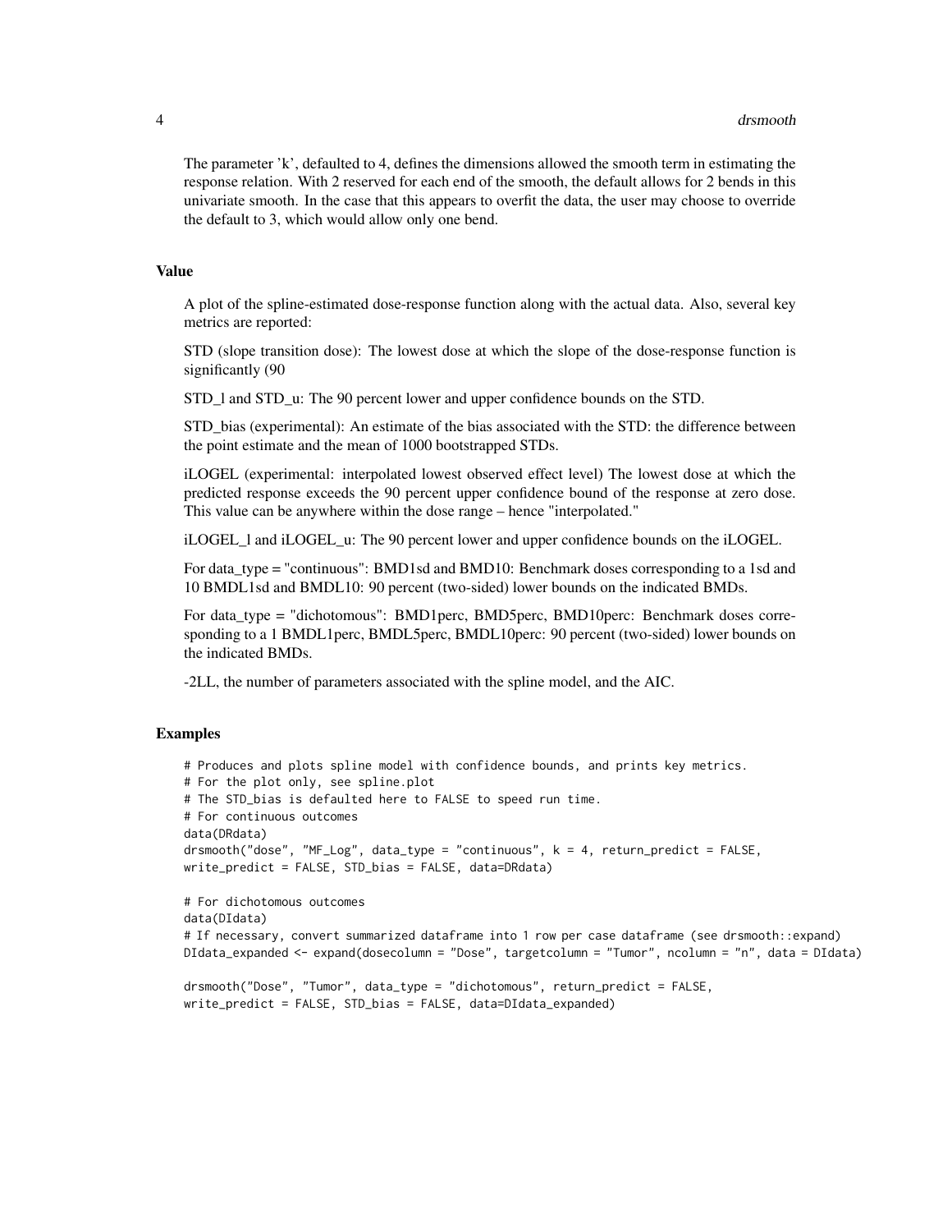The parameter 'k', defaulted to 4, defines the dimensions allowed the smooth term in estimating the response relation. With 2 reserved for each end of the smooth, the default allows for 2 bends in this univariate smooth. In the case that this appears to overfit the data, the user may choose to override the default to 3, which would allow only one bend.

### Value

A plot of the spline-estimated dose-response function along with the actual data. Also, several key metrics are reported:

STD (slope transition dose): The lowest dose at which the slope of the dose-response function is significantly (90

STD_l and STD_u: The 90 percent lower and upper confidence bounds on the STD.

STD_bias (experimental): An estimate of the bias associated with the STD: the difference between the point estimate and the mean of 1000 bootstrapped STDs.

iLOGEL (experimental: interpolated lowest observed effect level) The lowest dose at which the predicted response exceeds the 90 percent upper confidence bound of the response at zero dose. This value can be anywhere within the dose range – hence "interpolated."

iLOGEL_l and iLOGEL_u: The 90 percent lower and upper confidence bounds on the iLOGEL.

For data_type = "continuous": BMD1sd and BMD10: Benchmark doses corresponding to a 1sd and 10 BMDL1sd and BMDL10: 90 percent (two-sided) lower bounds on the indicated BMDs.

For data_type = "dichotomous": BMD1perc, BMD5perc, BMD10perc: Benchmark doses corresponding to a 1 BMDL1perc, BMDL5perc, BMDL10perc: 90 percent (two-sided) lower bounds on the indicated BMDs.

-2LL, the number of parameters associated with the spline model, and the AIC.

### Examples

```
# Produces and plots spline model with confidence bounds, and prints key metrics.
# For the plot only, see spline.plot
# The STD_bias is defaulted here to FALSE to speed run time.
# For continuous outcomes
data(DRdata)
drsmooth("dose", "MF_Log", data_type = "continuous", k = 4, return_predict = FALSE,
write_predict = FALSE, STD_bias = FALSE, data=DRdata)

# For dichotomous outcomes
data(DIdata)
# If necessary, convert summarized dataframe into 1 row per case dataframe (see drsmooth::expand)
DIdata_expanded <- expand(dosecolumn = "Dose", targetcolumn = "Tumor", ncolumn = "n", data = DIdata)

drsmooth("Dose", "Tumor", data_type = "dichotomous", return_predict = FALSE,
write_predict = FALSE, STD_bias = FALSE, data=DIdata_expanded)
```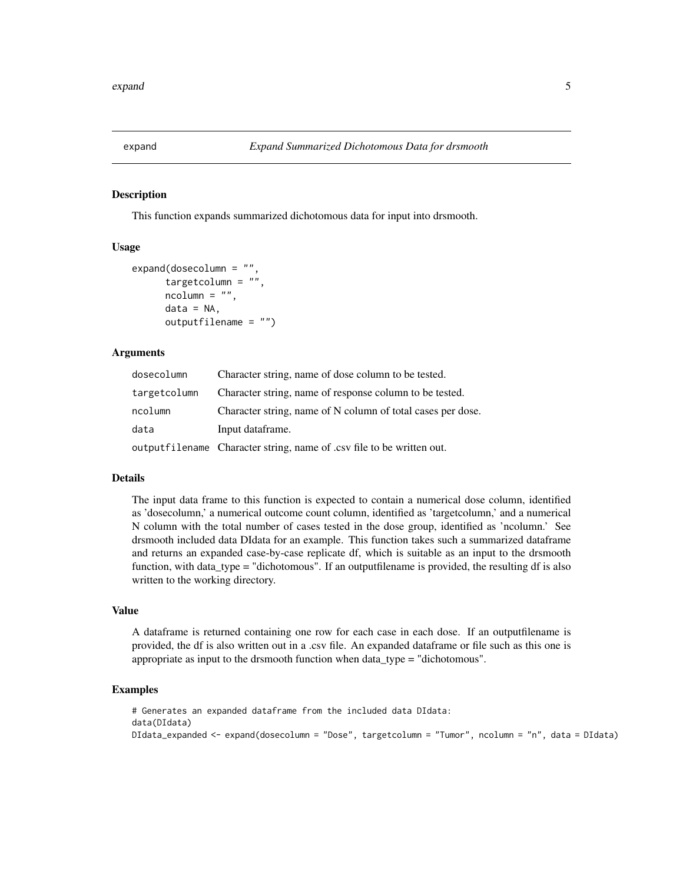## expand — *Expand Summarized Dichotomous Data for drsmooth*

### Description

This function expands summarized dichotomous data for input into drsmooth.

### Usage

```
expand(dosecolumn = "",
       targetcolumn = "",
       ncolumn = "",
       data = NA,
       outputfilename = "")
```

### Arguments

| | |
|---|---|
| dosecolumn | Character string, name of dose column to be tested. |
| targetcolumn | Character string, name of response column to be tested. |
| ncolumn | Character string, name of N column of total cases per dose. |
| data | Input dataframe. |
| outputfilename | Character string, name of .csv file to be written out. |

### Details

The input data frame to this function is expected to contain a numerical dose column, identified as 'dosecolumn,' a numerical outcome count column, identified as 'targetcolumn,' and a numerical N column with the total number of cases tested in the dose group, identified as 'ncolumn.' See drsmooth included data DIdata for an example. This function takes such a summarized dataframe and returns an expanded case-by-case replicate df, which is suitable as an input to the drsmooth function, with data_type = "dichotomous". If an outputfilename is provided, the resulting df is also written to the working directory.

### Value

A dataframe is returned containing one row for each case in each dose. If an outputfilename is provided, the df is also written out in a .csv file. An expanded dataframe or file such as this one is appropriate as input to the drsmooth function when data_type = "dichotomous".

### Examples

```
# Generates an expanded dataframe from the included data DIdata:
data(DIdata)
DIdata_expanded <- expand(dosecolumn = "Dose", targetcolumn = "Tumor", ncolumn = "n", data = DIdata)
```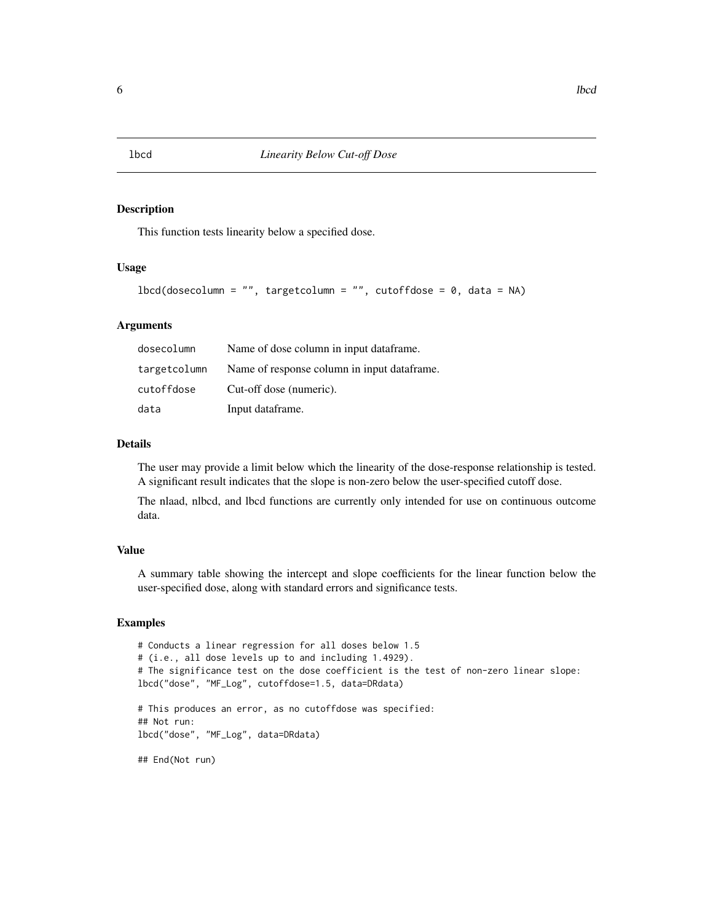# lbcd — *Linearity Below Cut-off Dose*

## Description

This function tests linearity below a specified dose.

## Usage

```
lbcd(dosecolumn = "", targetcolumn = "", cutoffdose = 0, data = NA)
```

## Arguments

| | |
|---|---|
| dosecolumn | Name of dose column in input dataframe. |
| targetcolumn | Name of response column in input dataframe. |
| cutoffdose | Cut-off dose (numeric). |
| data | Input dataframe. |

## Details

The user may provide a limit below which the linearity of the dose-response relationship is tested. A significant result indicates that the slope is non-zero below the user-specified cutoff dose.

The nlaad, nlbcd, and lbcd functions are currently only intended for use on continuous outcome data.

## Value

A summary table showing the intercept and slope coefficients for the linear function below the user-specified dose, along with standard errors and significance tests.

## Examples

```
# Conducts a linear regression for all doses below 1.5
# (i.e., all dose levels up to and including 1.4929).
# The significance test on the dose coefficient is the test of non-zero linear slope:
lbcd("dose", "MF_Log", cutoffdose=1.5, data=DRdata)

# This produces an error, as no cutoffdose was specified:
## Not run:
lbcd("dose", "MF_Log", data=DRdata)

## End(Not run)
```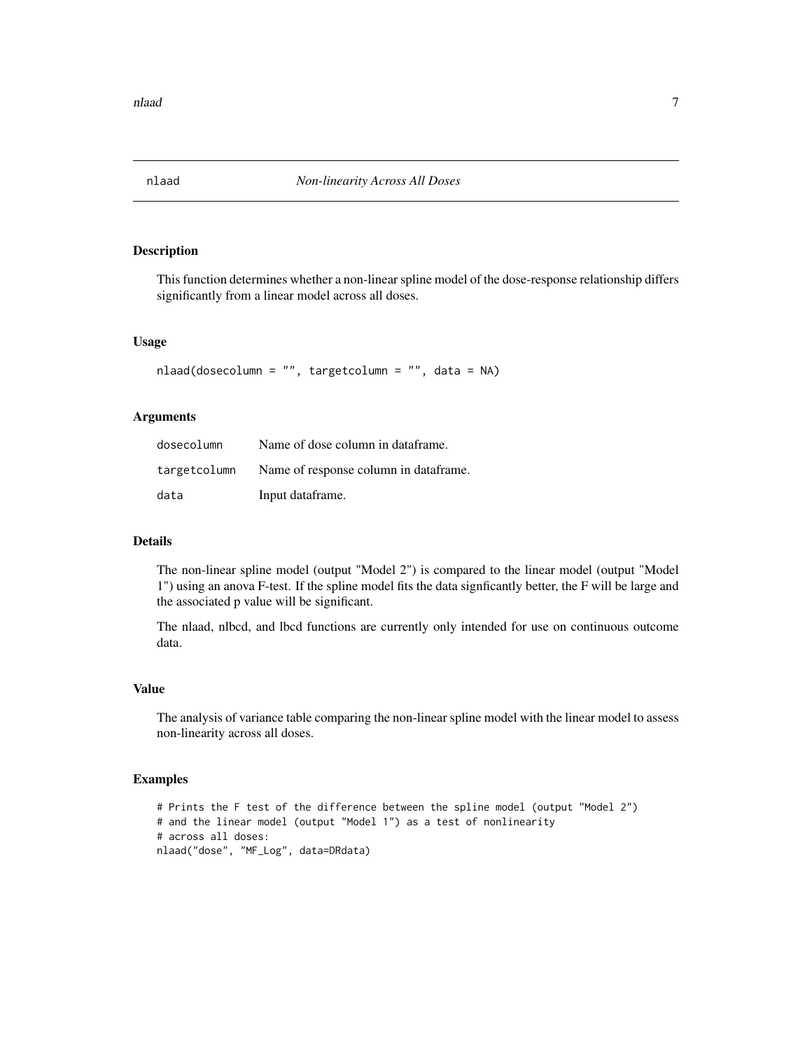# nlaad — *Non-linearity Across All Doses*

## Description

This function determines whether a non-linear spline model of the dose-response relationship differs significantly from a linear model across all doses.

## Usage

```
nlaad(dosecolumn = "", targetcolumn = "", data = NA)
```

## Arguments

| | |
|---|---|
| dosecolumn | Name of dose column in dataframe. |
| targetcolumn | Name of response column in dataframe. |
| data | Input dataframe. |

## Details

The non-linear spline model (output "Model 2") is compared to the linear model (output "Model 1") using an anova F-test. If the spline model fits the data signficantly better, the F will be large and the associated p value will be significant.

The nlaad, nlbcd, and lbcd functions are currently only intended for use on continuous outcome data.

## Value

The analysis of variance table comparing the non-linear spline model with the linear model to assess non-linearity across all doses.

## Examples

```
# Prints the F test of the difference between the spline model (output "Model 2")
# and the linear model (output "Model 1") as a test of nonlinearity
# across all doses:
nlaad("dose", "MF_Log", data=DRdata)
```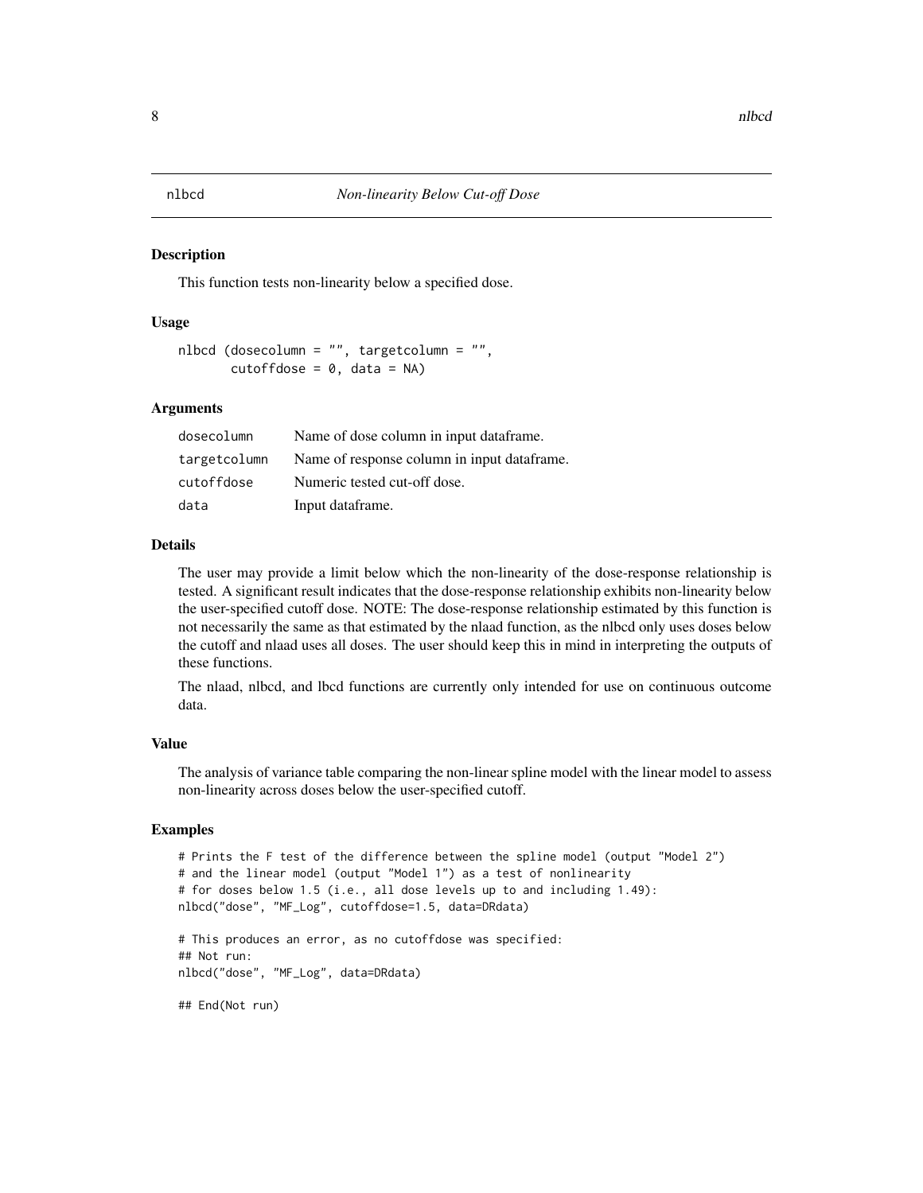# nlbcd — *Non-linearity Below Cut-off Dose*

## Description

This function tests non-linearity below a specified dose.

## Usage

```
nlbcd (dosecolumn = "", targetcolumn = "",
       cutoffdose = 0, data = NA)
```

## Arguments

| | |
|---|---|
| dosecolumn | Name of dose column in input dataframe. |
| targetcolumn | Name of response column in input dataframe. |
| cutoffdose | Numeric tested cut-off dose. |
| data | Input dataframe. |

## Details

The user may provide a limit below which the non-linearity of the dose-response relationship is tested. A significant result indicates that the dose-response relationship exhibits non-linearity below the user-specified cutoff dose. NOTE: The dose-response relationship estimated by this function is not necessarily the same as that estimated by the nlaad function, as the nlbcd only uses doses below the cutoff and nlaad uses all doses. The user should keep this in mind in interpreting the outputs of these functions.

The nlaad, nlbcd, and lbcd functions are currently only intended for use on continuous outcome data.

## Value

The analysis of variance table comparing the non-linear spline model with the linear model to assess non-linearity across doses below the user-specified cutoff.

## Examples

```
# Prints the F test of the difference between the spline model (output "Model 2")
# and the linear model (output "Model 1") as a test of nonlinearity
# for doses below 1.5 (i.e., all dose levels up to and including 1.49):
nlbcd("dose", "MF_Log", cutoffdose=1.5, data=DRdata)

# This produces an error, as no cutoffdose was specified:
## Not run:
nlbcd("dose", "MF_Log", data=DRdata)

## End(Not run)
```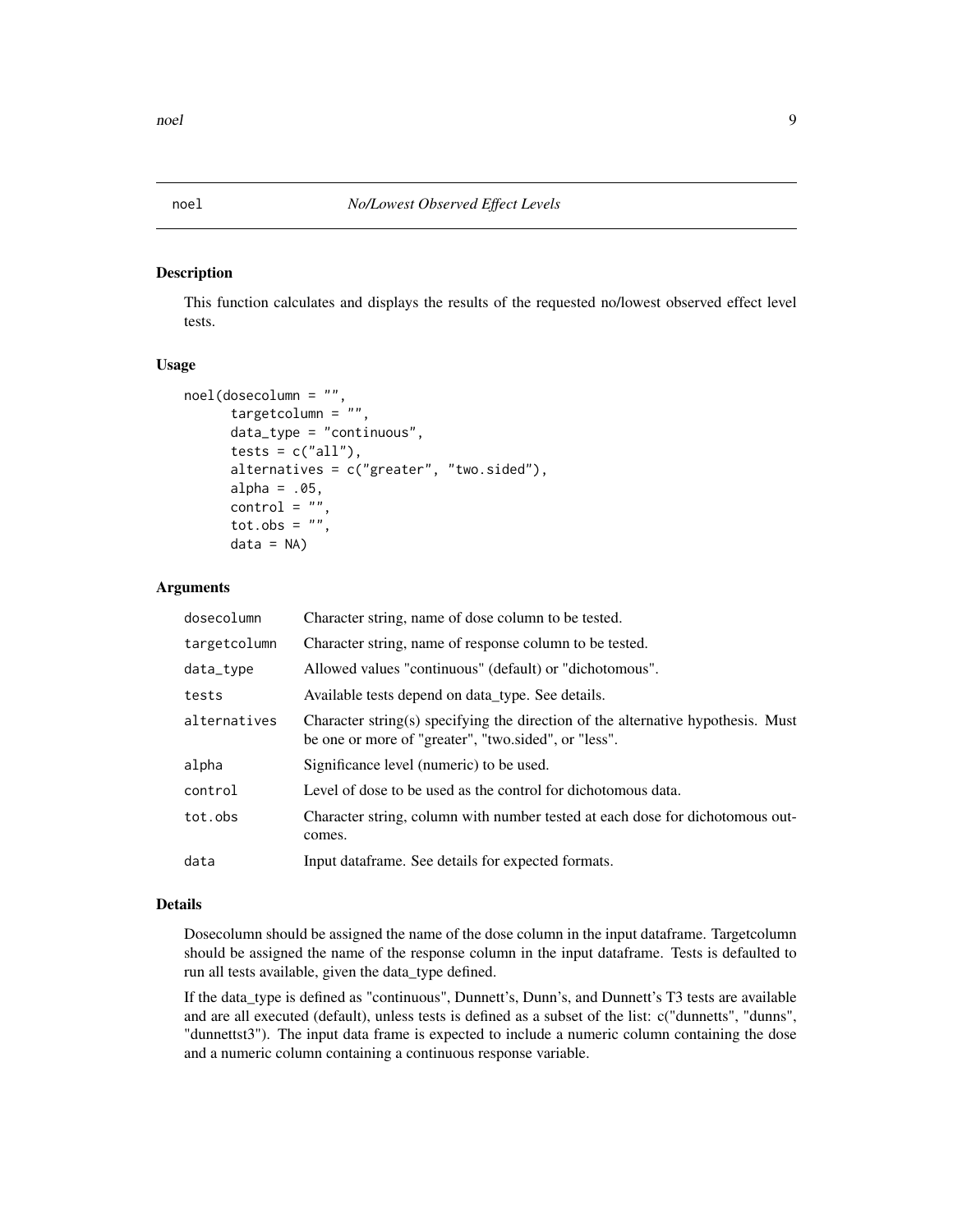# noel — *No/Lowest Observed Effect Levels*

## Description

This function calculates and displays the results of the requested no/lowest observed effect level tests.

## Usage

```
noel(dosecolumn = "",
      targetcolumn = "",
      data_type = "continuous",
      tests = c("all"),
      alternatives = c("greater", "two.sided"),
      alpha = .05,
      control = "",
      tot.obs = "",
      data = NA)
```

## Arguments

| | |
|---|---|
| `dosecolumn` | Character string, name of dose column to be tested. |
| `targetcolumn` | Character string, name of response column to be tested. |
| `data_type` | Allowed values "continuous" (default) or "dichotomous". |
| `tests` | Available tests depend on data_type. See details. |
| `alternatives` | Character string(s) specifying the direction of the alternative hypothesis. Must be one or more of "greater", "two.sided", or "less". |
| `alpha` | Significance level (numeric) to be used. |
| `control` | Level of dose to be used as the control for dichotomous data. |
| `tot.obs` | Character string, column with number tested at each dose for dichotomous outcomes. |
| `data` | Input dataframe. See details for expected formats. |

## Details

Dosecolumn should be assigned the name of the dose column in the input dataframe. Targetcolumn should be assigned the name of the response column in the input dataframe. Tests is defaulted to run all tests available, given the data_type defined.

If the data_type is defined as "continuous", Dunnett's, Dunn's, and Dunnett's T3 tests are available and are all executed (default), unless tests is defined as a subset of the list: c("dunnetts", "dunns", "dunnettst3"). The input data frame is expected to include a numeric column containing the dose and a numeric column containing a continuous response variable.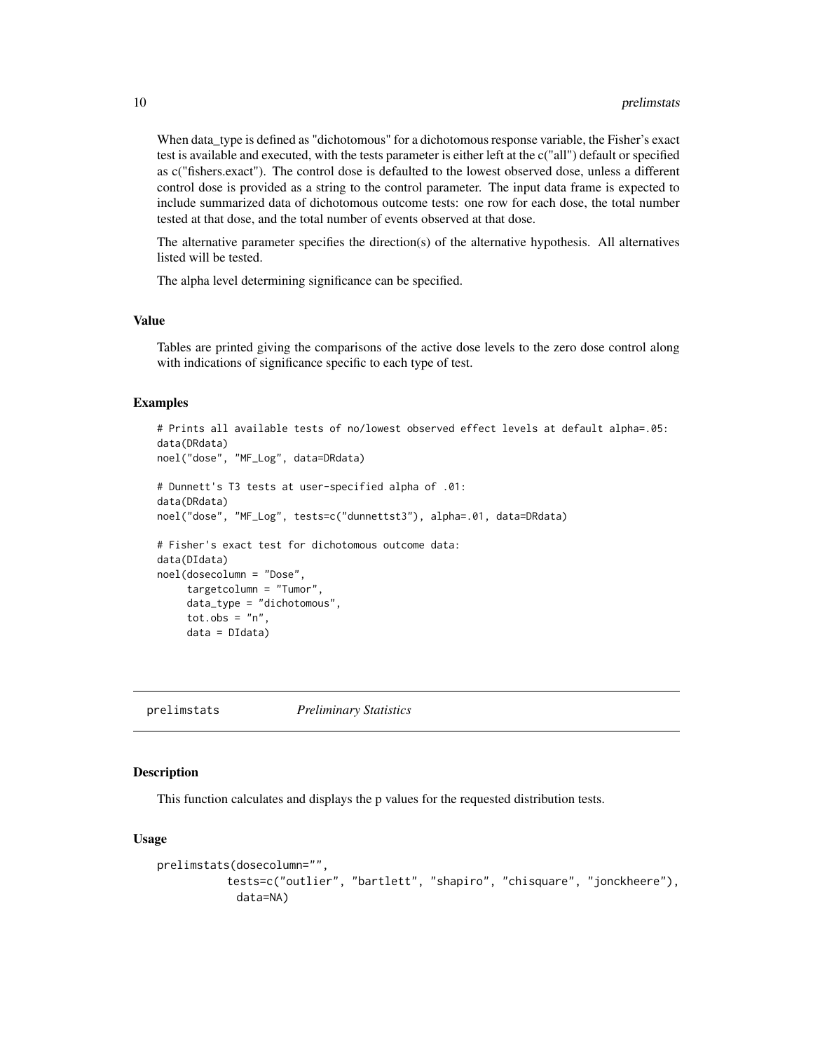When data_type is defined as "dichotomous" for a dichotomous response variable, the Fisher's exact test is available and executed, with the tests parameter is either left at the c("all") default or specified as c("fishers.exact"). The control dose is defaulted to the lowest observed dose, unless a different control dose is provided as a string to the control parameter. The input data frame is expected to include summarized data of dichotomous outcome tests: one row for each dose, the total number tested at that dose, and the total number of events observed at that dose.

The alternative parameter specifies the direction(s) of the alternative hypothesis. All alternatives listed will be tested.

The alpha level determining significance can be specified.

### Value

Tables are printed giving the comparisons of the active dose levels to the zero dose control along with indications of significance specific to each type of test.

### Examples

```
# Prints all available tests of no/lowest observed effect levels at default alpha=.05:
data(DRdata)
noel("dose", "MF_Log", data=DRdata)

# Dunnett's T3 tests at user-specified alpha of .01:
data(DRdata)
noel("dose", "MF_Log", tests=c("dunnettst3"), alpha=.01, data=DRdata)

# Fisher's exact test for dichotomous outcome data:
data(DIdata)
noel(dosecolumn = "Dose",
     targetcolumn = "Tumor",
     data_type = "dichotomous",
     tot.obs = "n",
     data = DIdata)
```

---

## prelimstats *Preliminary Statistics*

---

### Description

This function calculates and displays the p values for the requested distribution tests.

### Usage

```
prelimstats(dosecolumn="",
           tests=c("outlier", "bartlett", "shapiro", "chisquare", "jonckheere"),
            data=NA)
```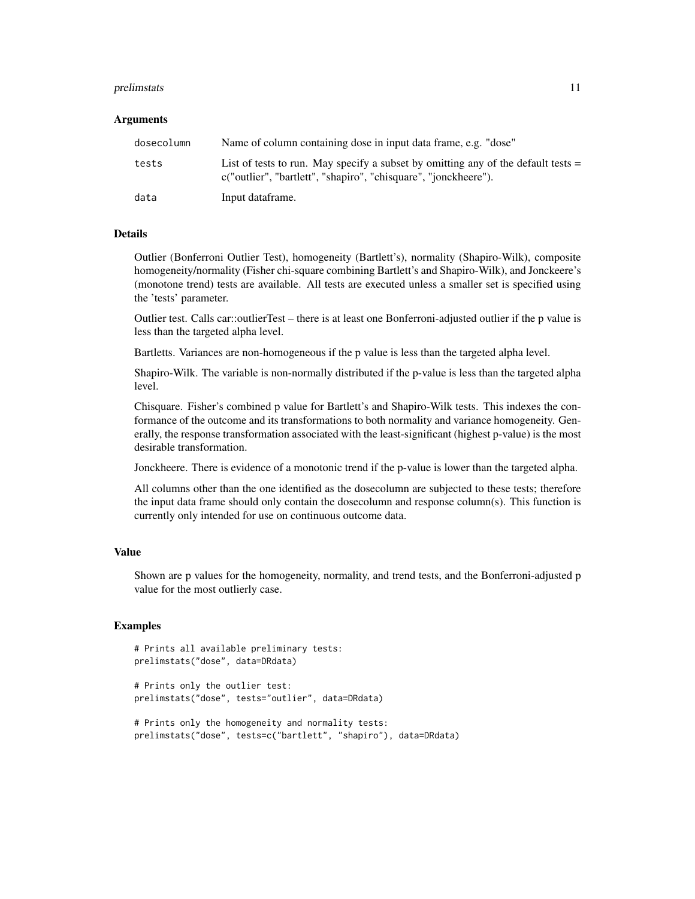## Arguments

| | |
|---|---|
| dosecolumn | Name of column containing dose in input data frame, e.g. "dose" |
| tests | List of tests to run. May specify a subset by omitting any of the default tests = c("outlier", "bartlett", "shapiro", "chisquare", "jonckheere"). |
| data | Input dataframe. |

## Details

Outlier (Bonferroni Outlier Test), homogeneity (Bartlett's), normality (Shapiro-Wilk), composite homogeneity/normality (Fisher chi-square combining Bartlett's and Shapiro-Wilk), and Jonckeere's (monotone trend) tests are available. All tests are executed unless a smaller set is specified using the 'tests' parameter.

Outlier test. Calls car::outlierTest – there is at least one Bonferroni-adjusted outlier if the p value is less than the targeted alpha level.

Bartletts. Variances are non-homogeneous if the p value is less than the targeted alpha level.

Shapiro-Wilk. The variable is non-normally distributed if the p-value is less than the targeted alpha level.

Chisquare. Fisher's combined p value for Bartlett's and Shapiro-Wilk tests. This indexes the conformance of the outcome and its transformations to both normality and variance homogeneity. Generally, the response transformation associated with the least-significant (highest p-value) is the most desirable transformation.

Jonckheere. There is evidence of a monotonic trend if the p-value is lower than the targeted alpha.

All columns other than the one identified as the dosecolumn are subjected to these tests; therefore the input data frame should only contain the dosecolumn and response column(s). This function is currently only intended for use on continuous outcome data.

## Value

Shown are p values for the homogeneity, normality, and trend tests, and the Bonferroni-adjusted p value for the most outlierly case.

## Examples

```
# Prints all available preliminary tests:
prelimstats("dose", data=DRdata)

# Prints only the outlier test:
prelimstats("dose", tests="outlier", data=DRdata)

# Prints only the homogeneity and normality tests:
prelimstats("dose", tests=c("bartlett", "shapiro"), data=DRdata)
```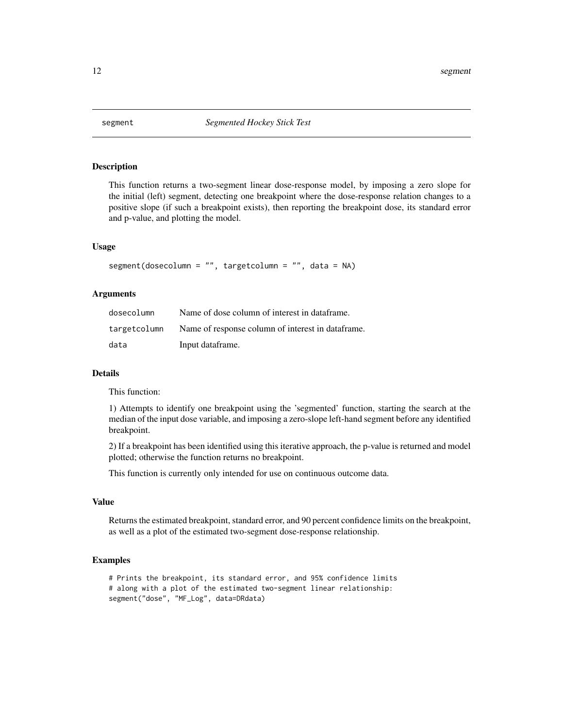## segment — *Segmented Hockey Stick Test*

### Description

This function returns a two-segment linear dose-response model, by imposing a zero slope for the initial (left) segment, detecting one breakpoint where the dose-response relation changes to a positive slope (if such a breakpoint exists), then reporting the breakpoint dose, its standard error and p-value, and plotting the model.

### Usage

```
segment(dosecolumn = "", targetcolumn = "", data = NA)
```

### Arguments

| | |
|---|---|
| dosecolumn | Name of dose column of interest in dataframe. |
| targetcolumn | Name of response column of interest in dataframe. |
| data | Input dataframe. |

### Details

This function:

1) Attempts to identify one breakpoint using the 'segmented' function, starting the search at the median of the input dose variable, and imposing a zero-slope left-hand segment before any identified breakpoint.

2) If a breakpoint has been identified using this iterative approach, the p-value is returned and model plotted; otherwise the function returns no breakpoint.

This function is currently only intended for use on continuous outcome data.

### Value

Returns the estimated breakpoint, standard error, and 90 percent confidence limits on the breakpoint, as well as a plot of the estimated two-segment dose-response relationship.

### Examples

```
# Prints the breakpoint, its standard error, and 95% confidence limits
# along with a plot of the estimated two-segment linear relationship:
segment("dose", "MF_Log", data=DRdata)
```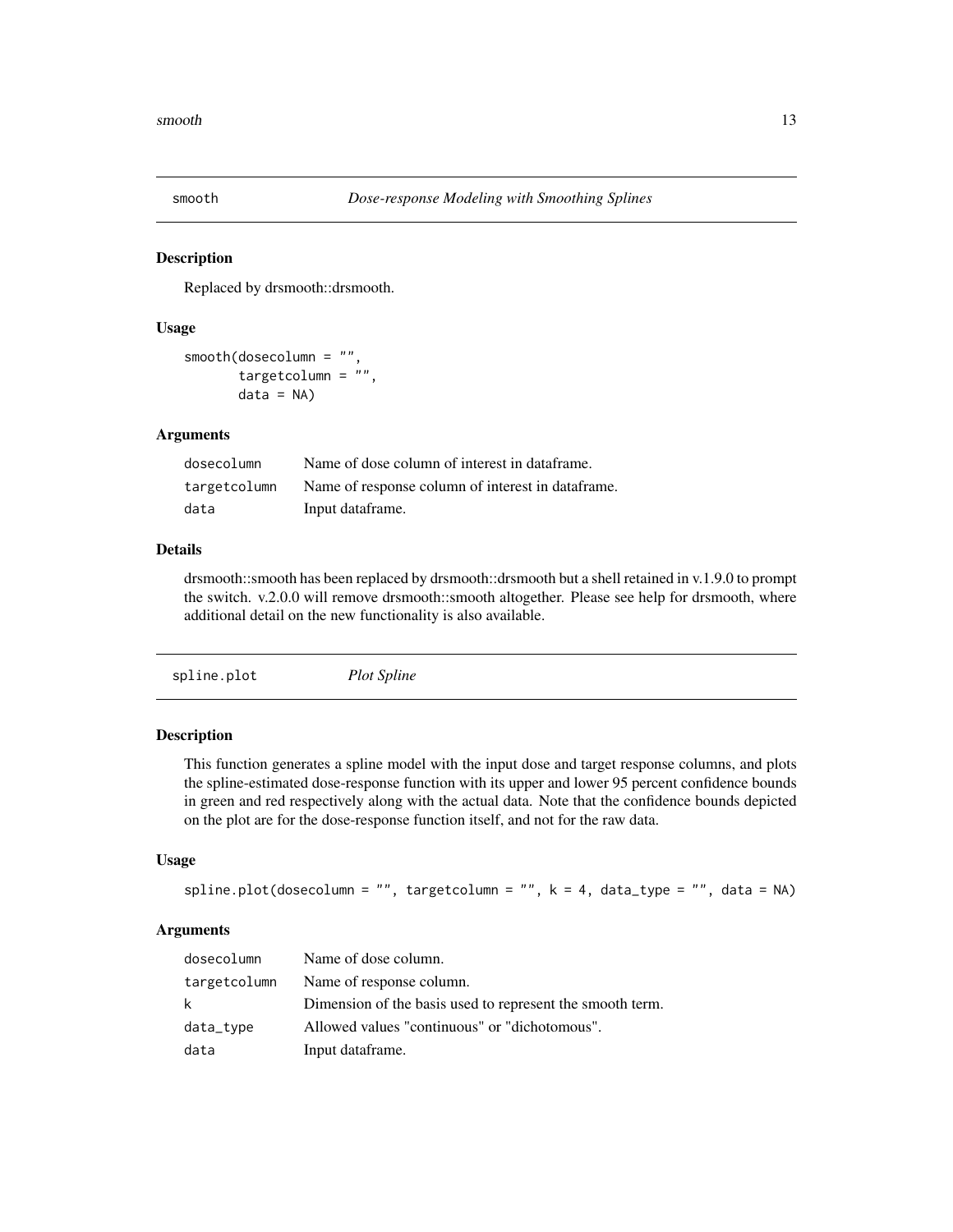## smooth *Dose-response Modeling with Smoothing Splines*

### Description

Replaced by drsmooth::drsmooth.

### Usage

```
smooth(dosecolumn = "",
       targetcolumn = "",
       data = NA)
```

### Arguments

| | |
|---|---|
| dosecolumn | Name of dose column of interest in dataframe. |
| targetcolumn | Name of response column of interest in dataframe. |
| data | Input dataframe. |

### Details

drsmooth::smooth has been replaced by drsmooth::drsmooth but a shell retained in v.1.9.0 to prompt the switch. v.2.0.0 will remove drsmooth::smooth altogether. Please see help for drsmooth, where additional detail on the new functionality is also available.

## spline.plot *Plot Spline*

### Description

This function generates a spline model with the input dose and target response columns, and plots the spline-estimated dose-response function with its upper and lower 95 percent confidence bounds in green and red respectively along with the actual data. Note that the confidence bounds depicted on the plot are for the dose-response function itself, and not for the raw data.

### Usage

```
spline.plot(dosecolumn = "", targetcolumn = "", k = 4, data_type = "", data = NA)
```

### Arguments

| | |
|---|---|
| dosecolumn | Name of dose column. |
| targetcolumn | Name of response column. |
| k | Dimension of the basis used to represent the smooth term. |
| data_type | Allowed values "continuous" or "dichotomous". |
| data | Input dataframe. |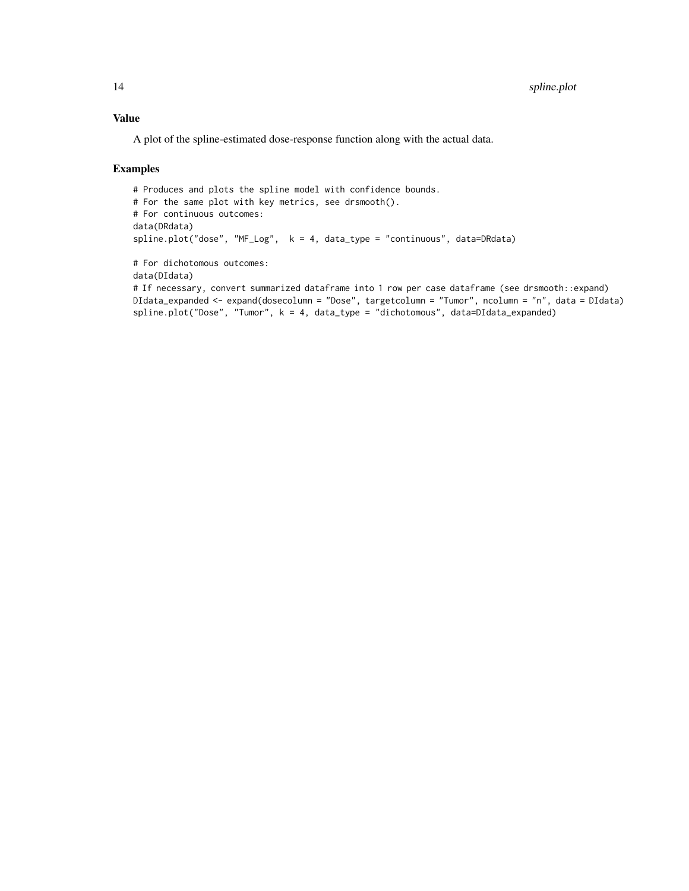## Value

A plot of the spline-estimated dose-response function along with the actual data.

## Examples

```
# Produces and plots the spline model with confidence bounds.
# For the same plot with key metrics, see drsmooth().
# For continuous outcomes:
data(DRdata)
spline.plot("dose", "MF_Log",  k = 4, data_type = "continuous", data=DRdata)

# For dichotomous outcomes:
data(DIdata)
# If necessary, convert summarized dataframe into 1 row per case dataframe (see drsmooth::expand)
DIdata_expanded <- expand(dosecolumn = "Dose", targetcolumn = "Tumor", ncolumn = "n", data = DIdata)
spline.plot("Dose", "Tumor", k = 4, data_type = "dichotomous", data=DIdata_expanded)
```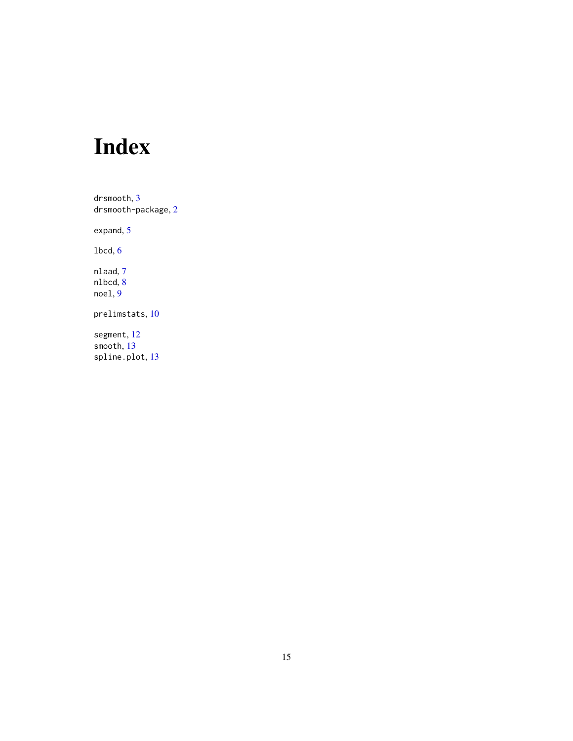# Index

drsmooth, 3
drsmooth-package, 2

expand, 5

lbcd, 6

nlaad, 7
nlbcd, 8
noel, 9

prelimstats, 10

segment, 12
smooth, 13
spline.plot, 13